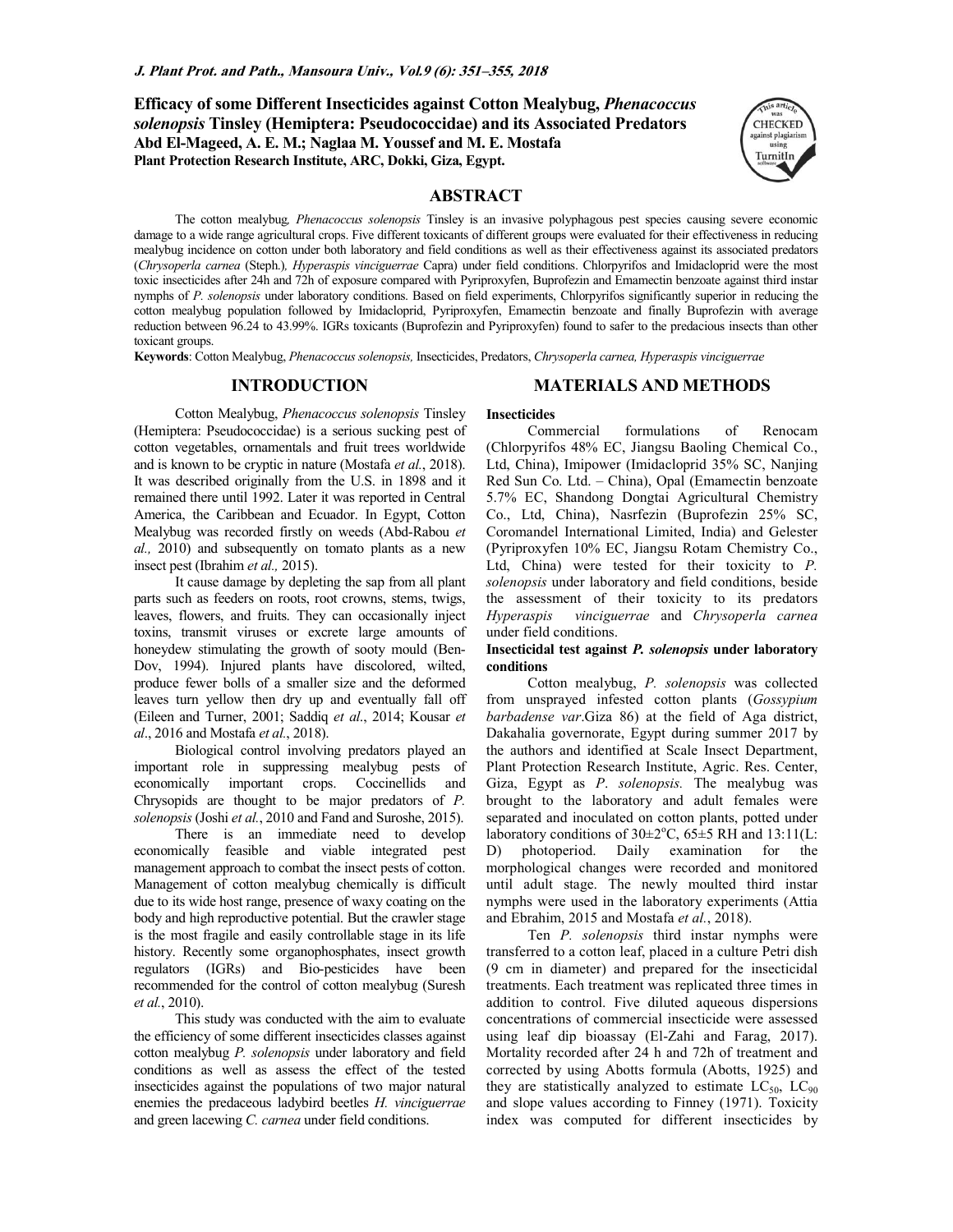# Efficacy of some Different Insecticides against Cotton Mealybug, *Phenacoccus solenopsis* Tinsley (Hemiptera: Pseudococcidae) and its Associated Predators

**Abd El-Mageed, A. E. M.; Naglaa M. Youssef and M. E. Mostafa**
**Plant Protection Research Institute, ARC, Dokki, Giza, Egypt.**

## ABSTRACT

The cotton mealybug, *Phenacoccus solenopsis* Tinsley is an invasive polyphagous pest species causing severe economic damage to a wide range agricultural crops. Five different toxicants of different groups were evaluated for their effectiveness in reducing mealybug incidence on cotton under both laboratory and field conditions as well as their effectiveness against its associated predators (*Chrysoperla carnea* (Steph.), *Hyperaspis vinciguerrae* Capra) under field conditions. Chlorpyrifos and Imidacloprid were the most toxic insecticides after 24h and 72h of exposure compared with Pyriproxyfen, Buprofezin and Emamectin benzoate against third instar nymphs of *P. solenopsis* under laboratory conditions. Based on field experiments, Chlorpyrifos significantly superior in reducing the cotton mealybug population followed by Imidacloprid, Pyriproxyfen, Emamectin benzoate and finally Buprofezin with average reduction between 96.24 to 43.99%. IGRs toxicants (Buprofezin and Pyriproxyfen) found to safer to the predacious insects than other toxicant groups.

**Keywords**: Cotton Mealybug, *Phenacoccus solenopsis,* Insecticides, Predators, *Chrysoperla carnea, Hyperaspis vinciguerrae*

## INTRODUCTION

Cotton Mealybug, *Phenacoccus solenopsis* Tinsley (Hemiptera: Pseudococcidae) is a serious sucking pest of cotton vegetables, ornamentals and fruit trees worldwide and is known to be cryptic in nature (Mostafa *et al.*, 2018). It was described originally from the U.S. in 1898 and it remained there until 1992. Later it was reported in Central America, the Caribbean and Ecuador. In Egypt, Cotton Mealybug was recorded firstly on weeds (Abd-Rabou *et al.,* 2010) and subsequently on tomato plants as a new insect pest (Ibrahim *et al.,* 2015).

It cause damage by depleting the sap from all plant parts such as feeders on roots, root crowns, stems, twigs, leaves, flowers, and fruits. They can occasionally inject toxins, transmit viruses or excrete large amounts of honeydew stimulating the growth of sooty mould (Ben-Dov, 1994). Injured plants have discolored, wilted, produce fewer bolls of a smaller size and the deformed leaves turn yellow then dry up and eventually fall off (Eileen and Turner, 2001; Saddiq *et al.*, 2014; Kousar *et al*., 2016 and Mostafa *et al.*, 2018).

Biological control involving predators played an important role in suppressing mealybug pests of economically important crops. Coccinellids and Chrysopids are thought to be major predators of *P. solenopsis* (Joshi *et al.*, 2010 and Fand and Suroshe, 2015).

There is an immediate need to develop economically feasible and viable integrated pest management approach to combat the insect pests of cotton. Management of cotton mealybug chemically is difficult due to its wide host range, presence of waxy coating on the body and high reproductive potential. But the crawler stage is the most fragile and easily controllable stage in its life history. Recently some organophosphates, insect growth regulators (IGRs) and Bio-pesticides have been recommended for the control of cotton mealybug (Suresh *et al.*, 2010).

This study was conducted with the aim to evaluate the efficiency of some different insecticides classes against cotton mealybug *P. solenopsis* under laboratory and field conditions as well as assess the effect of the tested insecticides against the populations of two major natural enemies the predaceous ladybird beetles *H. vinciguerrae* and green lacewing *C. carnea* under field conditions.

## MATERIALS AND METHODS

**Insecticides**

Commercial formulations of Renocam (Chlorpyrifos 48% EC, Jiangsu Baoling Chemical Co., Ltd, China), Imipower (Imidacloprid 35% SC, Nanjing Red Sun Co. Ltd. – China), Opal (Emamectin benzoate 5.7% EC, Shandong Dongtai Agricultural Chemistry Co., Ltd, China), Nasrfezin (Buprofezin 25% SC, Coromandel International Limited, India) and Gelester (Pyriproxyfen 10% EC, Jiangsu Rotam Chemistry Co., Ltd, China) were tested for their toxicity to *P. solenopsis* under laboratory and field conditions, beside the assessment of their toxicity to its predators *Hyperaspis vinciguerrae* and *Chrysoperla carnea* under field conditions.

**Insecticidal test against *P. solenopsis* under laboratory conditions**

Cotton mealybug, *P. solenopsis* was collected from unsprayed infested cotton plants (*Gossypium barbadense var*.Giza 86) at the field of Aga district, Dakahalia governorate, Egypt during summer 2017 by the authors and identified at Scale Insect Department, Plant Protection Research Institute, Agric. Res. Center, Giza, Egypt as *P*. *solenopsis.* The mealybug was brought to the laboratory and adult females were separated and inoculated on cotton plants, potted under laboratory conditions of 30±2°C, 65±5 RH and 13:11(L: D) photoperiod. Daily examination for the morphological changes were recorded and monitored until adult stage. The newly moulted third instar nymphs were used in the laboratory experiments (Attia and Ebrahim, 2015 and Mostafa *et al.*, 2018).

Ten *P. solenopsis* third instar nymphs were transferred to a cotton leaf, placed in a culture Petri dish (9 cm in diameter) and prepared for the insecticidal treatments. Each treatment was replicated three times in addition to control. Five diluted aqueous dispersions concentrations of commercial insecticide were assessed using leaf dip bioassay (El-Zahi and Farag, 2017). Mortality recorded after 24 h and 72h of treatment and corrected by using Abotts formula (Abotts, 1925) and they are statistically analyzed to estimate $LC_{50}$, $LC_{90}$ and slope values according to Finney (1971). Toxicity index was computed for different insecticides by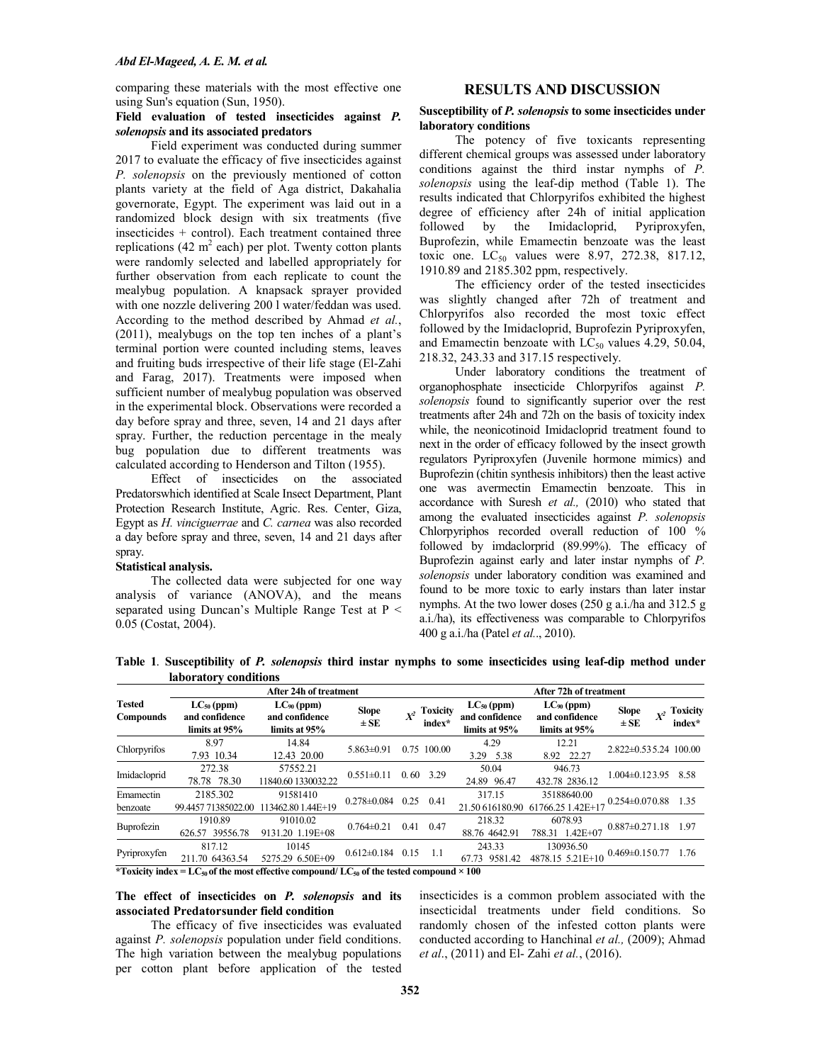comparing these materials with the most effective one using Sun's equation (Sun, 1950).

**Field evaluation of tested insecticides against *P. solenopsis* and its associated predators**

Field experiment was conducted during summer 2017 to evaluate the efficacy of five insecticides against *P. solenopsis* on the previously mentioned of cotton plants variety at the field of Aga district, Dakahalia governorate, Egypt. The experiment was laid out in a randomized block design with six treatments (five insecticides + control). Each treatment contained three replications (42 $m^2$ each) per plot. Twenty cotton plants were randomly selected and labelled appropriately for further observation from each replicate to count the mealybug population. A knapsack sprayer provided with one nozzle delivering 200 l water/feddan was used. According to the method described by Ahmad *et al.*, (2011), mealybugs on the top ten inches of a plant's terminal portion were counted including stems, leaves and fruiting buds irrespective of their life stage (El-Zahi and Farag, 2017). Treatments were imposed when sufficient number of mealybug population was observed in the experimental block. Observations were recorded a day before spray and three, seven, 14 and 21 days after spray. Further, the reduction percentage in the mealy bug population due to different treatments was calculated according to Henderson and Tilton (1955).

Effect of insecticides on the associated Predatorswhich identified at Scale Insect Department, Plant Protection Research Institute, Agric. Res. Center, Giza, Egypt as *H. vinciguerrae* and *C. carnea* was also recorded a day before spray and three, seven, 14 and 21 days after spray.

**Statistical analysis.**

The collected data were subjected for one way analysis of variance (ANOVA), and the means separated using Duncan's Multiple Range Test at $P < 0.05$ (Costat, 2004).

## RESULTS AND DISCUSSION

**Susceptibility of *P. solenopsis* to some insecticides under laboratory conditions**

The potency of five toxicants representing different chemical groups was assessed under laboratory conditions against the third instar nymphs of *P. solenopsis* using the leaf-dip method (Table 1). The results indicated that Chlorpyrifos exhibited the highest degree of efficiency after 24h of initial application followed by the Imidacloprid, Pyriproxyfen, Buprofezin, while Emamectin benzoate was the least toxic one. $LC_{50}$ values were 8.97, 272.38, 817.12, 1910.89 and 2185.302 ppm, respectively.

The efficiency order of the tested insecticides was slightly changed after 72h of treatment and Chlorpyrifos also recorded the most toxic effect followed by the Imidacloprid, Buprofezin Pyriproxyfen, and Emamectin benzoate with $LC_{50}$ values 4.29, 50.04, 218.32, 243.33 and 317.15 respectively.

Under laboratory conditions the treatment of organophosphate insecticide Chlorpyrifos against *P. solenopsis* found to significantly superior over the rest treatments after 24h and 72h on the basis of toxicity index while, the neonicotinoid Imidacloprid treatment found to next in the order of efficacy followed by the insect growth regulators Pyriproxyfen (Juvenile hormone mimics) and Buprofezin (chitin synthesis inhibitors) then the least active one was avermectin Emamectin benzoate. This in accordance with Suresh *et al.,* (2010) who stated that among the evaluated insecticides against *P. solenopsis* Chlorpyriphos recorded overall reduction of 100 % followed by imdaclorprid (89.99%). The efficacy of Buprofezin against early and later instar nymphs of *P. solenopsis* under laboratory condition was examined and found to be more toxic to early instars than later instar nymphs. At the two lower doses (250 g a.i./ha and 312.5 g a.i./ha), its effectiveness was comparable to Chlorpyrifos 400 g a.i./ha (Patel *et al.*, 2010).

**Table 1**. **Susceptibility of *P. solenopsis* third instar nymphs to some insecticides using leaf-dip method under laboratory conditions**

| Tested Compounds | After 24h of treatment | | | | | After 72h of treatment | | | | |
|---|---|---|---|---|---|---|---|---|---|---|
| | $LC_{50}$ (ppm) and confidence limits at 95% | $LC_{90}$ (ppm) and confidence limits at 95% | Slope ± SE | $X^2$ | Toxicity index* | $LC_{50}$ (ppm) and confidence limits at 95% | $LC_{90}$ (ppm) and confidence limits at 95% | Slope ± SE | $X^2$ | Toxicity index* |
| Chlorpyrifos | 8.97<br>7.93 10.34 | 14.84<br>12.43 20.00 | 5.863±0.91 | 0.75 | 100.00 | 4.29<br>3.29 5.38 | 12.21<br>8.92 22.27 | 2.822±0.53 | 5.24 | 100.00 |
| Imidacloprid | 272.38<br>78.78 78.30 | 57552.21<br>11840.60 1330032.22 | 0.551±0.11 | 0.60 | 3.29 | 50.04<br>24.89 96.47 | 946.73<br>432.78 2836.12 | 1.004±0.12 | 3.95 | 8.58 |
| Emamectin benzoate | 2185.302<br>99.4457 71385022.00 | 91581410<br>113462.80 1.44E+19 | 0.278±0.084 | 0.25 | 0.41 | 317.15<br>21.50 616180.90 | 35188640.00<br>61766.25 1.42E+17 | 0.254±0.07 | 0.88 | 1.35 |
| Buprofezin | 1910.89<br>626.57 39556.78 | 91010.02<br>9131.20 1.19E+08 | 0.764±0.21 | 0.41 | 0.47 | 218.32<br>88.76 4642.91 | 6078.93<br>788.31 1.42E+07 | 0.887±0.27 | 1.18 | 1.97 |
| Pyriproxyfen | 817.12<br>211.70 64363.54 | 10145<br>5275.29 6.50E+09 | 0.612±0.184 | 0.15 | 1.1 | 243.33<br>67.73 9581.42 | 130936.50<br>4878.15 5.21E+10 | 0.469±0.15 | 0.77 | 1.76 |

**\*Toxicity index = $LC_{50}$ of the most effective compound/ $LC_{50}$ of the tested compound × 100**

**The effect of insecticides on *P. solenopsis* and its associated Predatorsunder field condition**

The efficacy of five insecticides was evaluated against *P. solenopsis* population under field conditions. The high variation between the mealybug populations per cotton plant before application of the tested insecticides is a common problem associated with the insecticidal treatments under field conditions. So randomly chosen of the infested cotton plants were conducted according to Hanchinal *et al.,* (2009); Ahmad *et al*., (2011) and El- Zahi *et al.*, (2016).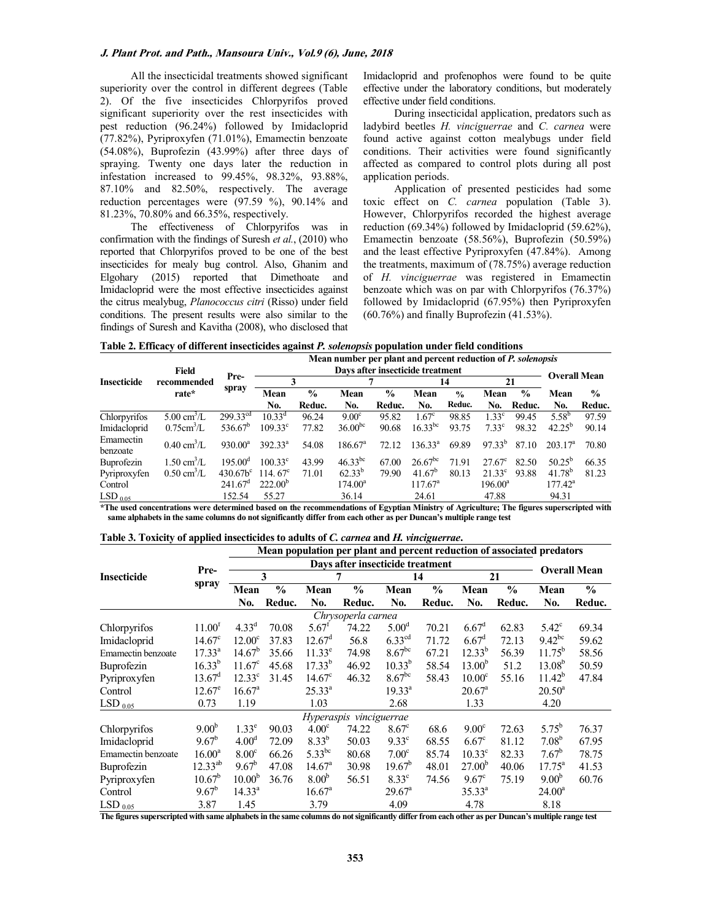All the insecticidal treatments showed significant superiority over the control in different degrees (Table 2). Of the five insecticides Chlorpyrifos proved significant superiority over the rest insecticides with pest reduction (96.24%) followed by Imidacloprid (77.82%), Pyriproxyfen (71.01%), Emamectin benzoate (54.08%), Buprofezin (43.99%) after three days of spraying. Twenty one days later the reduction in infestation increased to 99.45%, 98.32%, 93.88%, 87.10% and 82.50%, respectively. The average reduction percentages were (97.59 %), 90.14% and 81.23%, 70.80% and 66.35%, respectively.

The effectiveness of Chlorpyrifos was in confirmation with the findings of Suresh *et al.*, (2010) who reported that Chlorpyrifos proved to be one of the best insecticides for mealy bug control. Also, Ghanim and Elgohary (2015) reported that Dimethoate and Imidacloprid were the most effective insecticides against the citrus mealybug, *Planococcus citri* (Risso) under field conditions. The present results were also similar to the findings of Suresh and Kavitha (2008), who disclosed that Imidacloprid and profenophos were found to be quite effective under the laboratory conditions, but moderately effective under field conditions.

During insecticidal application, predators such as ladybird beetles *H. vinciguerrae* and *C. carnea* were found active against cotton mealybugs under field conditions. Their activities were found significantly affected as compared to control plots during all post application periods.

Application of presented pesticides had some toxic effect on *C. carnea* population (Table 3). However, Chlorpyrifos recorded the highest average reduction (69.34%) followed by Imidacloprid (59.62%), Emamectin benzoate (58.56%), Buprofezin (50.59%) and the least effective Pyriproxyfen (47.84%). Among the treatments, maximum of (78.75%) average reduction of *H. vinciguerrae* was registered in Emamectin benzoate which was on par with Chlorpyrifos (76.37%) followed by Imidacloprid (67.95%) then Pyriproxyfen (60.76%) and finally Buprofezin (41.53%).

**Table 2. Efficacy of different insecticides against *P. solenopsis* population under field conditions**

| Insecticide | Field recommended rate* | Pre-spray | Mean number per plant and percent reduction of *P. solenopsis* | | | | | | | | | |
|---|---|---|---|---|---|---|---|---|---|---|---|---|
| | | | Days after insecticide treatment | | | | | | | | Overall Mean | |
| | | | 3 | | 7 | | 14 | | 21 | | | |
| | | | Mean No. | % Reduc. | Mean No. | % Reduc. | Mean No. | % Reduc. | Mean No. | % Reduc. | Mean No. | % Reduc. |
| Chlorpyrifos | 5.00 $cm^3$/L | 299.33[cd] | 10.33[d] | 96.24 | 9.00[c] | 95.82 | 1.67[c] | 98.85 | 1.33[c] | 99.45 | 5.58[b] | 97.59 |
| Imidacloprid | 0.75$cm^3$/L | 536.67[b] | 109.33[c] | 77.82 | 36.00[bc] | 90.68 | 16.33[bc] | 93.75 | 7.33[c] | 98.32 | 42.25[b] | 90.14 |
| Emamectin benzoate | 0.40 $cm^3$/L | 930.00[a] | 392.33[a] | 54.08 | 186.67[a] | 72.12 | 136.33[a] | 69.89 | 97.33[b] | 87.10 | 203.17[a] | 70.80 |
| Buprofezin | 1.50 $cm^3$/L | 195.00[d] | 100.33[c] | 43.99 | 46.33[bc] | 67.00 | 26.67[bc] | 71.91 | 27.67[c] | 82.50 | 50.25[b] | 66.35 |
| Pyriproxyfen | 0.50 $cm^3$/L | 430.67b[c] | 114. 67[c] | 71.01 | 62.33[b] | 79.90 | 41.67[b] | 80.13 | 21.33[c] | 93.88 | 41.78[b] | 81.23 |
| Control | | 241.67[d] | 222.00[b] | | 174.00[a] | | 117.67[a] | | 196.00[a] | | 177.42[a] | |
| $LSD_{0.05}$ | | 152.54 | 55.27 | | 36.14 | | 24.61 | | 47.88 | | 94.31 | |

*The used concentrations were determined based on the recommendations of Egyptian Ministry of Agriculture; The figures superscripted with same alphabets in the same columns do not significantly differ from each other as per Duncan's multiple range test

**Table 3. Toxicity of applied insecticides to adults of *C. carnea* and *H. vinciguerrae*.**

| Insecticide | Pre-spray | Mean population per plant and percent reduction of associated predators | | | | | | | | | |
|---|---|---|---|---|---|---|---|---|---|---|---|
| | | Days after insecticide treatment | | | | | | | | Overall Mean | |
| | | 3 | | 7 | | 14 | | 21 | | | |
| | | Mean No. | % Reduc. | Mean No. | % Reduc. | Mean No. | % Reduc. | Mean No. | % Reduc. | Mean No. | % Reduc. |
| | | | | | *Chrysoperla carnea* | | | | | | |
| Chlorpyrifos | 11.00[f] | 4.33[d] | 70.08 | 5.67[f] | 74.22 | 5.00[d] | 70.21 | 6.67[d] | 62.83 | 5.42[c] | 69.34 |
| Imidacloprid | 14.67[c] | 12.00[c] | 37.83 | 12.67[d] | 56.8 | 6.33[cd] | 71.72 | 6.67[d] | 72.13 | 9.42[bc] | 59.62 |
| Emamectin benzoate | 17.33[a] | 14.67[b] | 35.66 | 11.33[e] | 74.98 | 8.67[bc] | 67.21 | 12.33[b] | 56.39 | 11.75[b] | 58.56 |
| Buprofezin | 16.33[b] | 11.67[c] | 45.68 | 17.33[b] | 46.92 | 10.33[b] | 58.54 | 13.00[b] | 51.2 | 13.08[b] | 50.59 |
| Pyriproxyfen | 13.67[d] | 12.33[c] | 31.45 | 14.67[c] | 46.32 | 8.67[bc] | 58.43 | 10.00[c] | 55.16 | 11.42[b] | 47.84 |
| Control | 12.67[e] | 16.67[a] | | 25.33[a] | | 19.33[a] | | 20.67[a] | | 20.50[a] | |
| $LSD_{0.05}$ | 0.73 | 1.19 | | 1.03 | | 2.68 | | 1.33 | | 4.20 | |
| | | | | | *Hyperaspis vinciguerrae* | | | | | | |
| Chlorpyrifos | 9.00[b] | 1.33[e] | 90.03 | 4.00[c] | 74.22 | 8.67[c] | 68.6 | 9.00[c] | 72.63 | 5.75[b] | 76.37 |
| Imidacloprid | 9.67[b] | 4.00[d] | 72.09 | 8.33[b] | 50.03 | 9.33[c] | 68.55 | 6.67[c] | 81.12 | 7.08[b] | 67.95 |
| Emamectin benzoate | 16.00[a] | 8.00[c] | 66.26 | 5.33[bc] | 80.68 | 7.00[c] | 85.74 | 10.33[c] | 82.33 | 7.67[b] | 78.75 |
| Buprofezin | 12.33[ab] | 9.67[b] | 47.08 | 14.67[a] | 30.98 | 19.67[b] | 48.01 | 27.00[b] | 40.06 | 17.75[a] | 41.53 |
| Pyriproxyfen | 10.67[b] | 10.00[b] | 36.76 | 8.00[b] | 56.51 | 8.33[c] | 74.56 | 9.67[c] | 75.19 | 9.00[b] | 60.76 |
| Control | 9.67[b] | 14.33[a] | | 16.67[a] | | 29.67[a] | | 35.33[a] | | 24.00[a] | |
| $LSD_{0.05}$ | 3.87 | 1.45 | | 3.79 | | 4.09 | | 4.78 | | 8.18 | |

The figures superscripted with same alphabets in the same columns do not significantly differ from each other as per Duncan's multiple range test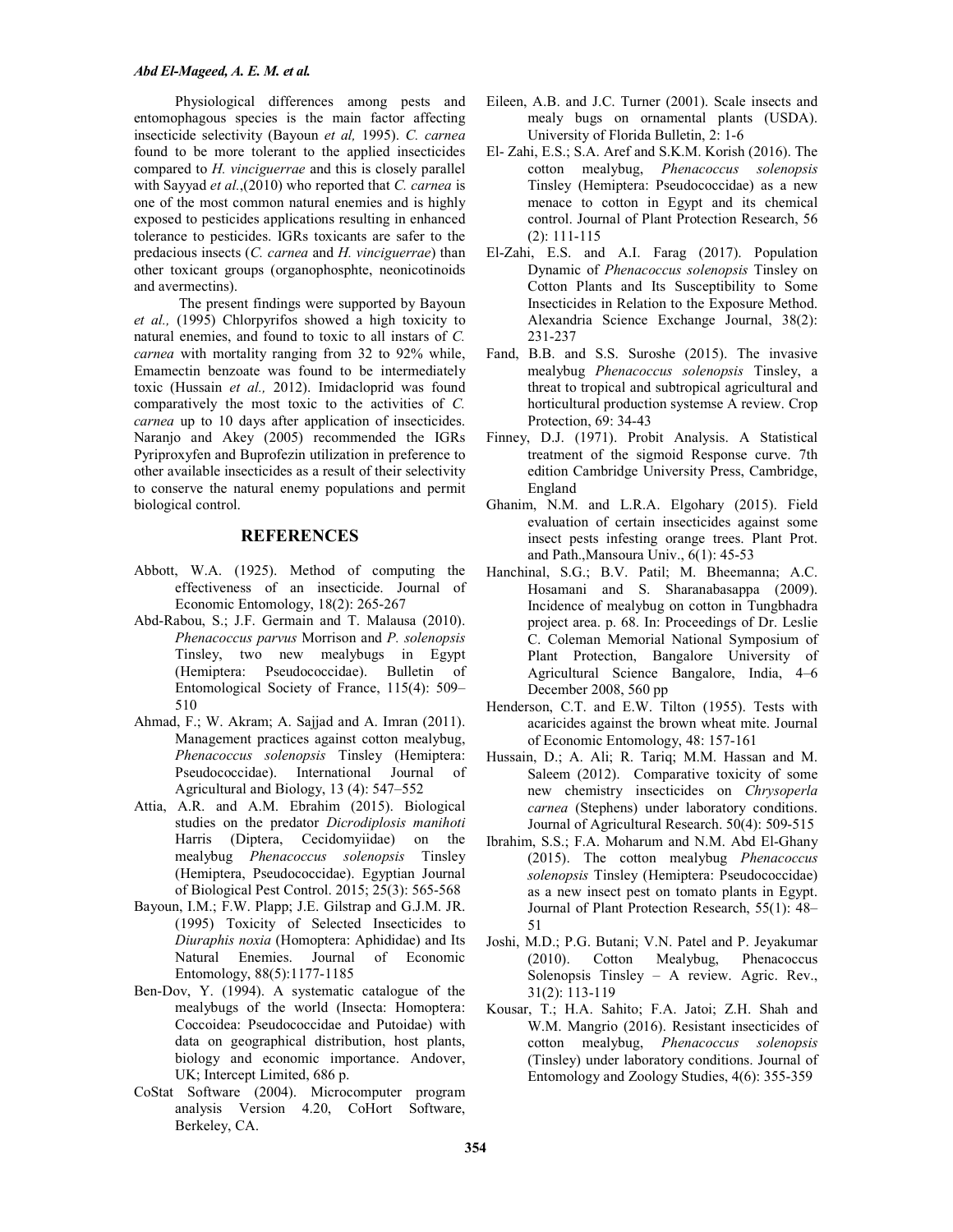Physiological differences among pests and entomophagous species is the main factor affecting insecticide selectivity (Bayoun *et al,* 1995). *C. carnea* found to be more tolerant to the applied insecticides compared to *H. vinciguerrae* and this is closely parallel with Sayyad *et al.*,(2010) who reported that *C. carnea* is one of the most common natural enemies and is highly exposed to pesticides applications resulting in enhanced tolerance to pesticides. IGRs toxicants are safer to the predacious insects (*C. carnea* and *H. vinciguerrae*) than other toxicant groups (organophosphte, neonicotinoids and avermectins).

The present findings were supported by Bayoun *et al.,* (1995) Chlorpyrifos showed a high toxicity to natural enemies, and found to toxic to all instars of *C. carnea* with mortality ranging from 32 to 92% while, Emamectin benzoate was found to be intermediately toxic (Hussain *et al.,* 2012). Imidacloprid was found comparatively the most toxic to the activities of *C. carnea* up to 10 days after application of insecticides. Naranjo and Akey (2005) recommended the IGRs Pyriproxyfen and Buprofezin utilization in preference to other available insecticides as a result of their selectivity to conserve the natural enemy populations and permit biological control.

## REFERENCES

Abbott, W.A. (1925). Method of computing the effectiveness of an insecticide. Journal of Economic Entomology, 18(2): 265-267

Abd-Rabou, S.; J.F. Germain and T. Malausa (2010). *Phenacoccus parvus* Morrison and *P. solenopsis* Tinsley, two new mealybugs in Egypt (Hemiptera: Pseudococcidae). Bulletin of Entomological Society of France, 115(4): 509–510

Ahmad, F.; W. Akram; A. Sajjad and A. Imran (2011). Management practices against cotton mealybug, *Phenacoccus solenopsis* Tinsley (Hemiptera: Pseudococcidae). International Journal of Agricultural and Biology, 13 (4): 547–552

Attia, A.R. and A.M. Ebrahim (2015). Biological studies on the predator *Dicrodiplosis manihoti* Harris (Diptera, Cecidomyiidae) on the mealybug *Phenacoccus solenopsis* Tinsley (Hemiptera, Pseudococcidae). Egyptian Journal of Biological Pest Control. 2015; 25(3): 565-568

Bayoun, I.M.; F.W. Plapp; J.E. Gilstrap and G.J.M. JR. (1995) Toxicity of Selected Insecticides to *Diuraphis noxia* (Homoptera: Aphididae) and Its Natural Enemies. Journal of Economic Entomology, 88(5):1177-1185

Ben-Dov, Y. (1994). A systematic catalogue of the mealybugs of the world (Insecta: Homoptera: Coccoidea: Pseudococcidae and Putoidae) with data on geographical distribution, host plants, biology and economic importance. Andover, UK; Intercept Limited, 686 p.

CoStat Software (2004). Microcomputer program analysis Version 4.20, CoHort Software, Berkeley, CA.

Eileen, A.B. and J.C. Turner (2001). Scale insects and mealy bugs on ornamental plants (USDA). University of Florida Bulletin, 2: 1-6

El- Zahi, E.S.; S.A. Aref and S.K.M. Korish (2016). The cotton mealybug, *Phenacoccus solenopsis* Tinsley (Hemiptera: Pseudococcidae) as a new menace to cotton in Egypt and its chemical control. Journal of Plant Protection Research, 56 (2): 111-115

El-Zahi, E.S. and A.I. Farag (2017). Population Dynamic of *Phenacoccus solenopsis* Tinsley on Cotton Plants and Its Susceptibility to Some Insecticides in Relation to the Exposure Method. Alexandria Science Exchange Journal, 38(2): 231-237

Fand, B.B. and S.S. Suroshe (2015). The invasive mealybug *Phenacoccus solenopsis* Tinsley, a threat to tropical and subtropical agricultural and horticultural production systemse A review. Crop Protection, 69: 34-43

Finney, D.J. (1971). Probit Analysis. A Statistical treatment of the sigmoid Response curve. 7th edition Cambridge University Press, Cambridge, England

Ghanim, N.M. and L.R.A. Elgohary (2015). Field evaluation of certain insecticides against some insect pests infesting orange trees. Plant Prot. and Path.,Mansoura Univ., 6(1): 45-53

Hanchinal, S.G.; B.V. Patil; M. Bheemanna; A.C. Hosamani and S. Sharanabasappa (2009). Incidence of mealybug on cotton in Tungbhadra project area. p. 68. In: Proceedings of Dr. Leslie C. Coleman Memorial National Symposium of Plant Protection, Bangalore University of Agricultural Science Bangalore, India, 4–6 December 2008, 560 pp

Henderson, C.T. and E.W. Tilton (1955). Tests with acaricides against the brown wheat mite. Journal of Economic Entomology, 48: 157-161

Hussain, D.; A. Ali; R. Tariq; M.M. Hassan and M. Saleem (2012). Comparative toxicity of some new chemistry insecticides on *Chrysoperla carnea* (Stephens) under laboratory conditions. Journal of Agricultural Research. 50(4): 509-515

Ibrahim, S.S.; F.A. Moharum and N.M. Abd El-Ghany (2015). The cotton mealybug *Phenacoccus solenopsis* Tinsley (Hemiptera: Pseudococcidae) as a new insect pest on tomato plants in Egypt. Journal of Plant Protection Research, 55(1): 48–51

Joshi, M.D.; P.G. Butani; V.N. Patel and P. Jeyakumar (2010). Cotton Mealybug, Phenacoccus Solenopsis Tinsley – A review. Agric. Rev., 31(2): 113-119

Kousar, T.; H.A. Sahito; F.A. Jatoi; Z.H. Shah and W.M. Mangrio (2016). Resistant insecticides of cotton mealybug, *Phenacoccus solenopsis* (Tinsley) under laboratory conditions. Journal of Entomology and Zoology Studies, 4(6): 355-359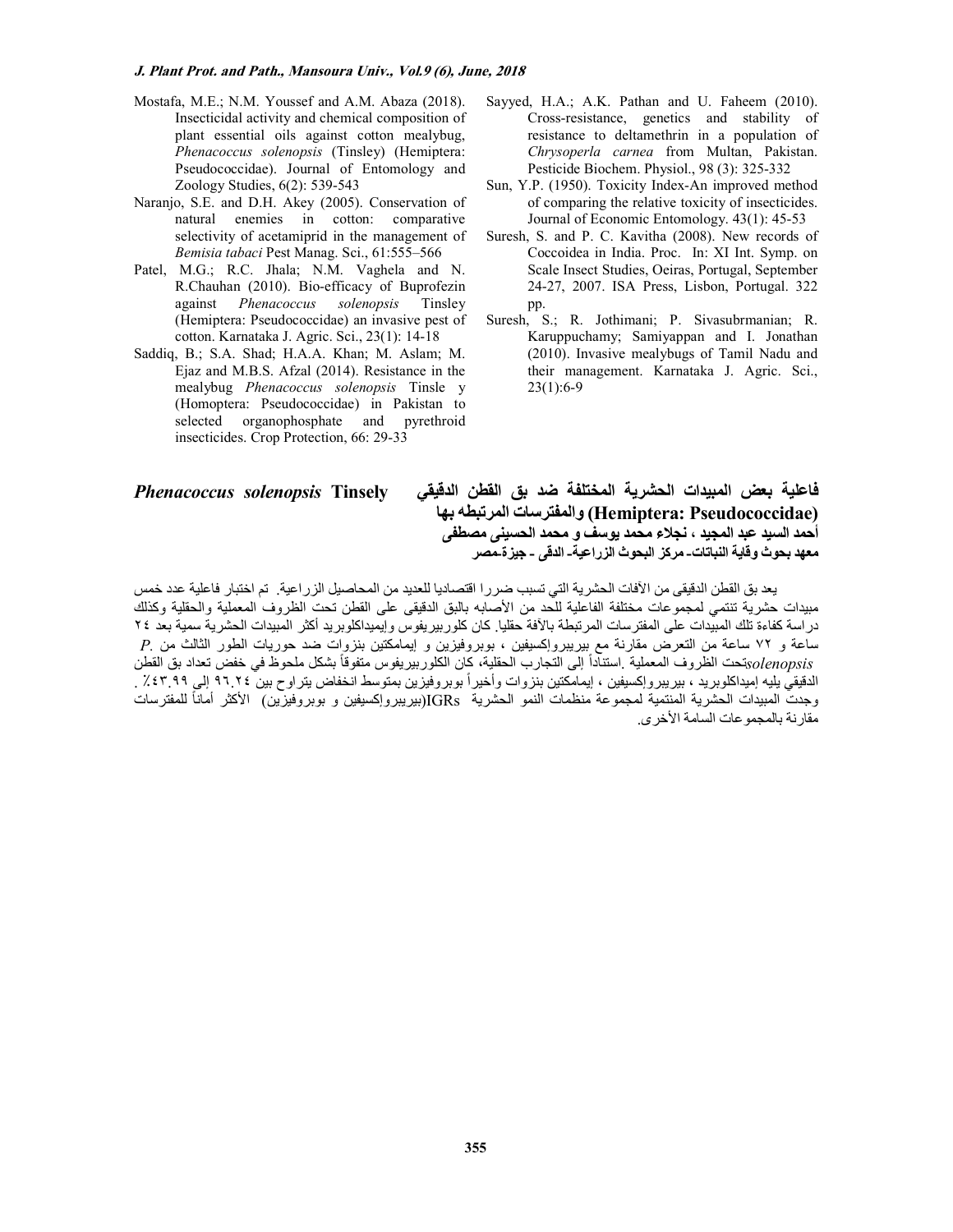Mostafa, M.E.; N.M. Youssef and A.M. Abaza (2018). Insecticidal activity and chemical composition of plant essential oils against cotton mealybug, *Phenacoccus solenopsis* (Tinsley) (Hemiptera: Pseudococcidae). Journal of Entomology and Zoology Studies, 6(2): 539-543

Naranjo, S.E. and D.H. Akey (2005). Conservation of natural enemies in cotton: comparative selectivity of acetamiprid in the management of *Bemisia tabaci* Pest Manag. Sci., 61:555–566

Patel, M.G.; R.C. Jhala; N.M. Vaghela and N. R.Chauhan (2010). Bio-efficacy of Buprofezin against *Phenacoccus solenopsis* Tinsley (Hemiptera: Pseudococcidae) an invasive pest of cotton. Karnataka J. Agric. Sci., 23(1): 14-18

Saddiq, B.; S.A. Shad; H.A.A. Khan; M. Aslam; M. Ejaz and M.B.S. Afzal (2014). Resistance in the mealybug *Phenacoccus solenopsis* Tinsle y (Homoptera: Pseudococcidae) in Pakistan to selected organophosphate and pyrethroid insecticides. Crop Protection, 66: 29-33

Sayyed, H.A.; A.K. Pathan and U. Faheem (2010). Cross-resistance, genetics and stability of resistance to deltamethrin in a population of *Chrysoperla carnea* from Multan, Pakistan. Pesticide Biochem. Physiol., 98 (3): 325-332

Sun, Y.P. (1950). Toxicity Index-An improved method of comparing the relative toxicity of insecticides. Journal of Economic Entomology. 43(1): 45-53

Suresh, S. and P. C. Kavitha (2008). New records of Coccoidea in India. Proc. In: XI Int. Symp. on Scale Insect Studies, Oeiras, Portugal, September 24-27, 2007. ISA Press, Lisbon, Portugal. 322 pp.

Suresh, S.; R. Jothimani; P. Sivasubrmanian; R. Karuppuchamy; Samiyappan and I. Jonathan (2010). Invasive mealybugs of Tamil Nadu and their management. Karnataka J. Agric. Sci., 23(1):6-9

## فاعلية بعض المبيدات الحشرية المختلفة ضد بق القطن الدقيقي *Phenacoccus solenopsis* Tinsely (Hemiptera: Pseudococcidae) والمفترسات المرتبطه بها

**أحمد السيد عبد المجيد ، نجلاء محمد يوسف و محمد الحسينى مصطفى**

**معهد بحوث وقاية النباتات- مركز البحوث الزراعية- الدقى - جيزة-مصر**

يعد بق القطن الدقيقى من الآفات الحشرية التي تسبب ضررا اقتصاديا للعديد من المحاصيل الزراعية. تم اختبار فاعلية عدد خمس مبيدات حشرية تنتمي لمجموعات مختلفة الفاعلية للحد من الأصابه بالبق الدقيقى على القطن تحت الظروف المعملية والحقلية وكذلك دراسة كفاءة تلك المبيدات على المفترسات المرتبطة بالآفة حقليا. كان كلوربيريفوس وإيميداكلوبريد أكثر المبيدات الحشرية سمية بعد ٢٤ ساعة و ٧٢ ساعة من التعرض مقارنة مع بيريبروإكسيفين ، بوبروفيزين و إيمامكتين بنزوات ضد حوريات الطور الثالث من *P. solenopsis*تحت الظروف المعملية .استناداً إلى التجارب الحقلية، كان الكلوربيريفوس متفوقاً بشكل ملحوظ في خفض تعداد بق القطن الدقيقي يليه إميداكلوبريد ، بيريبروإكسيفين ، إيمامكتين بنزوات وأخيراً بوبروفيزين بمتوسط انخفاض يتراوح بين ٩٦.٢٤ إلى ٤٣.٩٩٪ . وجدت المبيدات الحشرية المنتمية لمجموعة منظمات النمو الحشرية IGRs(بيريبروإكسيفين و بوبروفيزين) الأكثر أماناً للمفترسات مقارنة بالمجموعات السامة الأخرى.